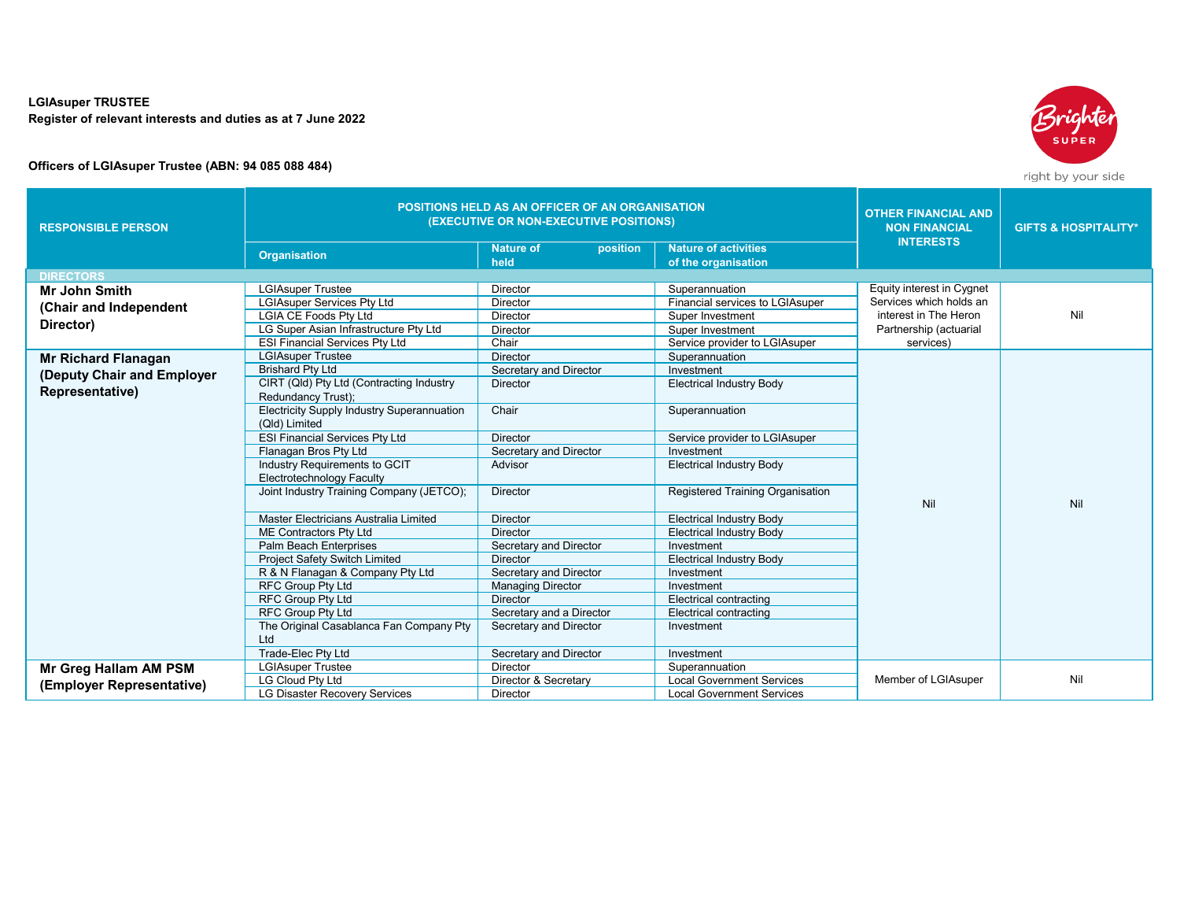**LGIAsuper TRUSTEE**
**Register of relevant interests and duties as at 7 June 2022**

**Officers of LGIAsuper Trustee (ABN: 94 085 088 484)**

| RESPONSIBLE PERSON | POSITIONS HELD AS AN OFFICER OF AN ORGANISATION (EXECUTIVE OR NON-EXECUTIVE POSITIONS) | | | OTHER FINANCIAL AND NON FINANCIAL INTERESTS | GIFTS & HOSPITALITY* |
|---|---|---|---|---|---|
| | Organisation | Nature of position held | Nature of activities of the organisation | | |
| **DIRECTORS** | | | | | |
| **Mr John Smith (Chair and Independent Director)** | LGIAsuper Trustee | Director | Superannuation | Equity interest in Cygnet Services which holds an interest in The Heron Partnership (actuarial services) | Nil |
| | LGIAsuper Services Pty Ltd | Director | Financial services to LGIAsuper | | |
| | LGIA CE Foods Pty Ltd | Director | Super Investment | | |
| | LG Super Asian Infrastructure Pty Ltd | Director | Super Investment | | |
| | ESI Financial Services Pty Ltd | Chair | Service provider to LGIAsuper | | |
| **Mr Richard Flanagan (Deputy Chair and Employer Representative)** | LGIAsuper Trustee | Director | Superannuation | Nil | Nil |
| | Brishard Pty Ltd | Secretary and Director | Investment | | |
| | CIRT (Qld) Pty Ltd (Contracting Industry Redundancy Trust); | Director | Electrical Industry Body | | |
| | Electricity Supply Industry Superannuation (Qld) Limited | Chair | Superannuation | | |
| | ESI Financial Services Pty Ltd | Director | Service provider to LGIAsuper | | |
| | Flanagan Bros Pty Ltd | Secretary and Director | Investment | | |
| | Industry Requirements to GCIT Electrotechnology Faculty | Advisor | Electrical Industry Body | | |
| | Joint Industry Training Company (JETCO); | Director | Registered Training Organisation | | |
| | Master Electricians Australia Limited | Director | Electrical Industry Body | | |
| | ME Contractors Pty Ltd | Director | Electrical Industry Body | | |
| | Palm Beach Enterprises | Secretary and Director | Investment | | |
| | Project Safety Switch Limited | Director | Electrical Industry Body | | |
| | R & N Flanagan & Company Pty Ltd | Secretary and Director | Investment | | |
| | RFC Group Pty Ltd | Managing Director | Investment | | |
| | RFC Group Pty Ltd | Director | Electrical contracting | | |
| | RFC Group Pty Ltd | Secretary and a Director | Electrical contracting | | |
| | The Original Casablanca Fan Company Pty Ltd | Secretary and Director | Investment | | |
| | Trade-Elec Pty Ltd | Secretary and Director | Investment | | |
| **Mr Greg Hallam AM PSM (Employer Representative)** | LGIAsuper Trustee | Director | Superannuation | Member of LGIAsuper | Nil |
| | LG Cloud Pty Ltd | Director & Secretary | Local Government Services | | |
| | LG Disaster Recovery Services | Director | Local Government Services | | |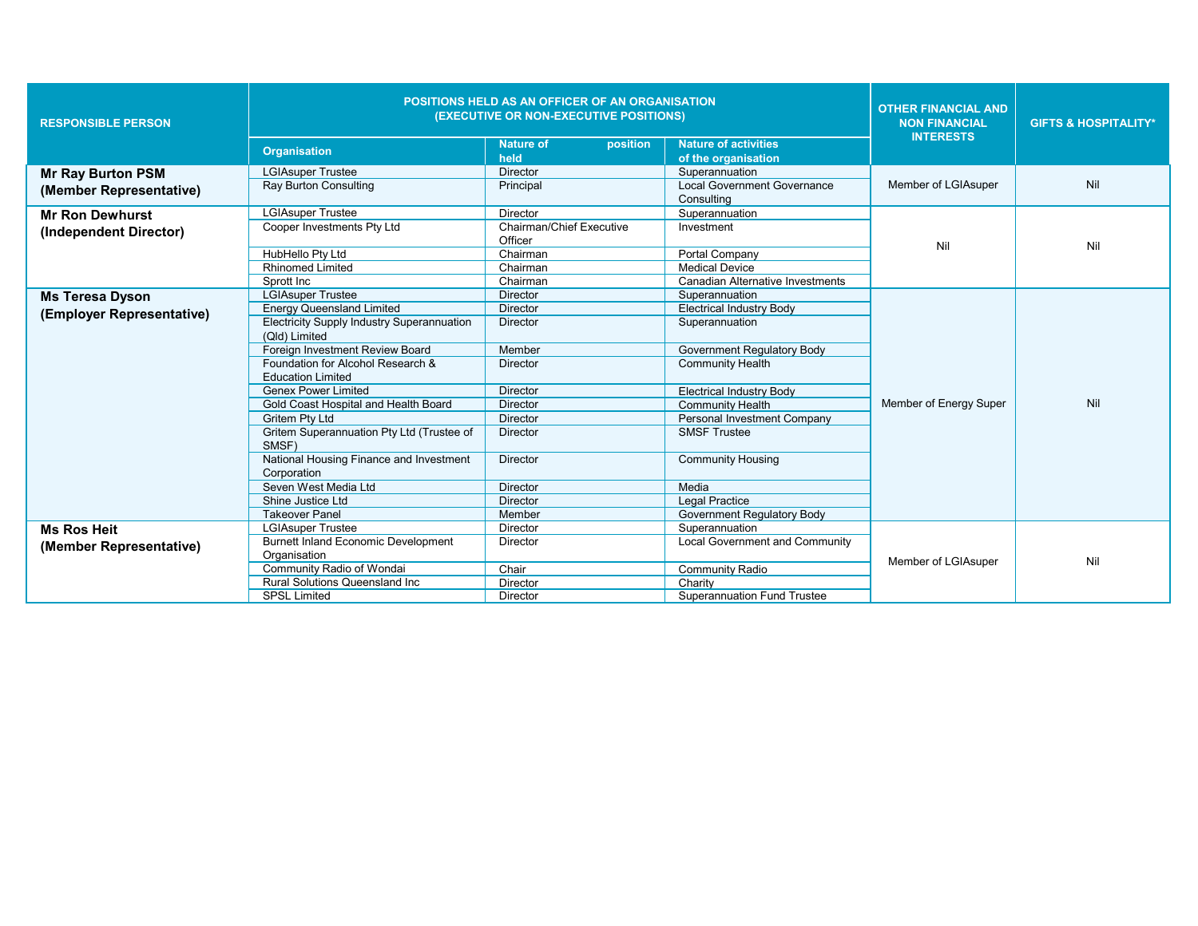| RESPONSIBLE PERSON | POSITIONS HELD AS AN OFFICER OF AN ORGANISATION (EXECUTIVE OR NON-EXECUTIVE POSITIONS) | | | OTHER FINANCIAL AND NON FINANCIAL INTERESTS | GIFTS & HOSPITALITY* |
|---|---|---|---|---|---|
| | Organisation | Nature of position held | Nature of activities of the organisation | | |
| **Mr Ray Burton PSM (Member Representative)** | LGIAsuper Trustee | Director | Superannuation | Member of LGIAsuper | Nil |
| | Ray Burton Consulting | Principal | Local Government Governance Consulting | | |
| **Mr Ron Dewhurst (Independent Director)** | LGIAsuper Trustee | Director | Superannuation | Nil | Nil |
| | Cooper Investments Pty Ltd | Chairman/Chief Executive Officer | Investment | | |
| | HubHello Pty Ltd | Chairman | Portal Company | | |
| | Rhinomed Limited | Chairman | Medical Device | | |
| | Sprott Inc | Chairman | Canadian Alternative Investments | | |
| **Ms Teresa Dyson (Employer Representative)** | LGIAsuper Trustee | Director | Superannuation | Member of Energy Super | Nil |
| | Energy Queensland Limited | Director | Electrical Industry Body | | |
| | Electricity Supply Industry Superannuation (Qld) Limited | Director | Superannuation | | |
| | Foreign Investment Review Board | Member | Government Regulatory Body | | |
| | Foundation for Alcohol Research & Education Limited | Director | Community Health | | |
| | Genex Power Limited | Director | Electrical Industry Body | | |
| | Gold Coast Hospital and Health Board | Director | Community Health | | |
| | Gritem Pty Ltd | Director | Personal Investment Company | | |
| | Gritem Superannuation Pty Ltd (Trustee of SMSF) | Director | SMSF Trustee | | |
| | National Housing Finance and Investment Corporation | Director | Community Housing | | |
| | Seven West Media Ltd | Director | Media | | |
| | Shine Justice Ltd | Director | Legal Practice | | |
| | Takeover Panel | Member | Government Regulatory Body | | |
| **Ms Ros Heit (Member Representative)** | LGIAsuper Trustee | Director | Superannuation | Member of LGIAsuper | Nil |
| | Burnett Inland Economic Development Organisation | Director | Local Government and Community | | |
| | Community Radio of Wondai | Chair | Community Radio | | |
| | Rural Solutions Queensland Inc | Director | Charity | | |
| | SPSL Limited | Director | Superannuation Fund Trustee | | |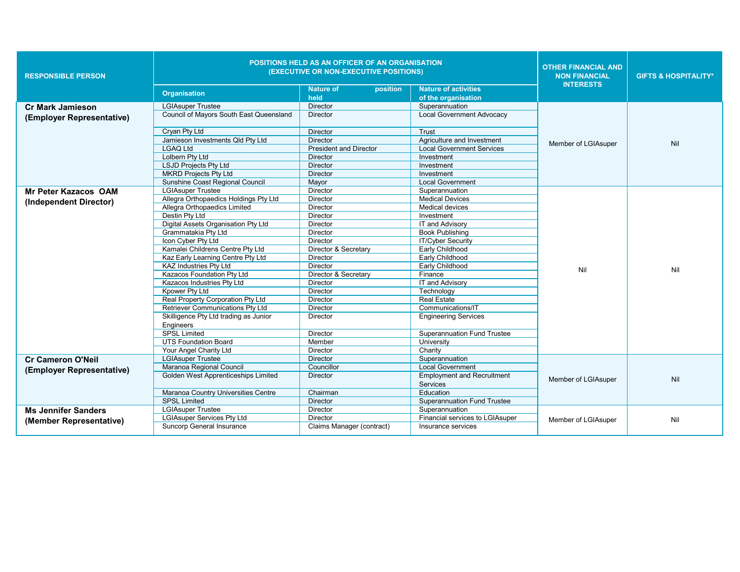| RESPONSIBLE PERSON | POSITIONS HELD AS AN OFFICER OF AN ORGANISATION (EXECUTIVE OR NON-EXECUTIVE POSITIONS) | | | OTHER FINANCIAL AND NON FINANCIAL INTERESTS | GIFTS & HOSPITALITY* |
|---|---|---|---|---|---|
| | Organisation | Nature of position held | Nature of activities of the organisation | | |
| **Cr Mark Jamieson (Employer Representative)** | LGIAsuper Trustee | Director | Superannuation | Member of LGIAsuper | Nil |
| | Council of Mayors South East Queensland | Director | Local Government Advocacy | | |
| | Cryan Pty Ltd | Director | Trust | | |
| | Jamieson Investments Qld Pty Ltd | Director | Agriculture and Investment | | |
| | LGAQ Ltd | President and Director | Local Government Services | | |
| | Lolbern Pty Ltd | Director | Investment | | |
| | LSJD Projects Pty Ltd | Director | Investment | | |
| | MKRD Projects Pty Ltd | Director | Investment | | |
| | Sunshine Coast Regional Council | Mayor | Local Government | | |
| **Mr Peter Kazacos OAM (Independent Director)** | LGIAsuper Trustee | Director | Superannuation | Nil | Nil |
| | Allegra Orthopaedics Holdings Pty Ltd | Director | Medical Devices | | |
| | Allegra Orthopaedics Limited | Director | Medical devices | | |
| | Destin Pty Ltd | Director | Investment | | |
| | Digital Assets Organisation Pty Ltd | Director | IT and Advisory | | |
| | Grammatakia Pty Ltd | Director | Book Publishing | | |
| | Icon Cyber Pty Ltd | Director | IT/Cyber Security | | |
| | Kamalei Childrens Centre Pty Ltd | Director & Secretary | Early Childhood | | |
| | Kaz Early Learning Centre Pty Ltd | Director | Early Childhood | | |
| | KAZ Industries Pty Ltd | Director | Early Childhood | | |
| | Kazacos Foundation Pty Ltd | Director & Secretary | Finance | | |
| | Kazacos Industries Pty Ltd | Director | IT and Advisory | | |
| | Kpower Pty Ltd | Director | Technology | | |
| | Real Property Corporation Pty Ltd | Director | Real Estate | | |
| | Retriever Communications Pty Ltd | Director | Communications/IT | | |
| | Skilligence Pty Ltd trading as Junior Engineers | Director | Engineering Services | | |
| | SPSL Limited | Director | Superannuation Fund Trustee | | |
| | UTS Foundation Board | Member | University | | |
| | Your Angel Charity Ltd | Director | Charity | | |
| **Cr Cameron O'Neil (Employer Representative)** | LGIAsuper Trustee | Director | Superannuation | Member of LGIAsuper | Nil |
| | Maranoa Regional Council | Councillor | Local Government | | |
| | Golden West Apprenticeships Limited | Director | Employment and Recruitment Services | | |
| | Maranoa Country Universities Centre | Chairman | Education | | |
| | SPSL Limited | Director | Superannuation Fund Trustee | | |
| **Ms Jennifer Sanders (Member Representative)** | LGIAsuper Trustee | Director | Superannuation | Member of LGIAsuper | Nil |
| | LGIAsuper Services Pty Ltd | Director | Financial services to LGIAsuper | | |
| | Suncorp General Insurance | Claims Manager (contract) | Insurance services | | |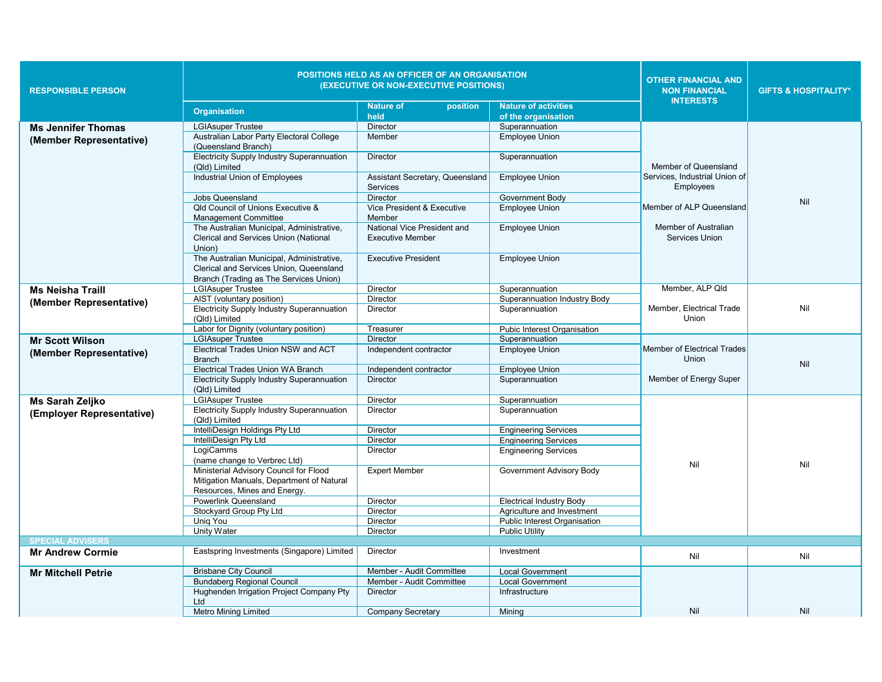| RESPONSIBLE PERSON | POSITIONS HELD AS AN OFFICER OF AN ORGANISATION (EXECUTIVE OR NON-EXECUTIVE POSITIONS) | | | OTHER FINANCIAL AND NON FINANCIAL INTERESTS | GIFTS & HOSPITALITY* |
|---|---|---|---|---|---|
| | Organisation | Nature of position held | Nature of activities of the organisation | | |
| **Ms Jennifer Thomas (Member Representative)** | LGIAsuper Trustee | Director | Superannuation | Member of Queensland Services, Industrial Union of Employees<br><br>Member of ALP Queensland<br><br>Member of Australian Services Union | Nil |
| | Australian Labor Party Electoral College (Queensland Branch) | Member | Employee Union | | |
| | Electricity Supply Industry Superannuation (Qld) Limited | Director | Superannuation | | |
| | Industrial Union of Employees | Assistant Secretary, Queensland Services | Employee Union | | |
| | Jobs Queensland | Director | Government Body | | |
| | Qld Council of Unions Executive & Management Committee | Vice President & Executive Member | Employee Union | | |
| | The Australian Municipal, Administrative, Clerical and Services Union (National Union) | National Vice President and Executive Member | Employee Union | | |
| | The Australian Municipal, Administrative, Clerical and Services Union, Queensland Branch (Trading as The Services Union) | Executive President | Employee Union | | |
| **Ms Neisha Traill (Member Representative)** | LGIAsuper Trustee | Director | Superannuation | Member, ALP Qld<br><br>Member, Electrical Trade Union | Nil |
| | AIST (voluntary position) | Director | Superannuation Industry Body | | |
| | Electricity Supply Industry Superannuation (Qld) Limited | Director | Superannuation | | |
| | Labor for Dignity (voluntary position) | Treasurer | Pubic Interest Organisation | | |
| **Mr Scott Wilson (Member Representative)** | LGIAsuper Trustee | Director | Superannuation | Member of Electrical Trades Union<br><br>Member of Energy Super | Nil |
| | Electrical Trades Union NSW and ACT Branch | Independent contractor | Employee Union | | |
| | Electrical Trades Union WA Branch | Independent contractor | Employee Union | | |
| | Electricity Supply Industry Superannuation (Qld) Limited | Director | Superannuation | | |
| **Ms Sarah Zeljko (Employer Representative)** | LGIAsuper Trustee | Director | Superannuation | Nil | Nil |
| | Electricity Supply Industry Superannuation (Qld) Limited | Director | Superannuation | | |
| | IntelliDesign Holdings Pty Ltd | Director | Engineering Services | | |
| | IntelliDesign Pty Ltd | Director | Engineering Services | | |
| | LogiCamms (name change to Verbrec Ltd) | Director | Engineering Services | | |
| | Ministerial Advisory Council for Flood Mitigation Manuals, Department of Natural Resources, Mines and Energy. | Expert Member | Government Advisory Body | | |
| | Powerlink Queensland | Director | Electrical Industry Body | | |
| | Stockyard Group Pty Ltd | Director | Agriculture and Investment | | |
| | Uniq You | Director | Public Interest Organisation | | |
| | Unity Water | Director | Public Utility | | |
| **SPECIAL ADVISERS** | | | | | |
| **Mr Andrew Cormie** | Eastspring Investments (Singapore) Limited | Director | Investment | Nil | Nil |
| **Mr Mitchell Petrie** | Brisbane City Council | Member - Audit Committee | Local Government | Nil | Nil |
| | Bundaberg Regional Council | Member - Audit Committee | Local Government | | |
| | Hughenden Irrigation Project Company Pty Ltd | Director | Infrastructure | | |
| | Metro Mining Limited | Company Secretary | Mining | | |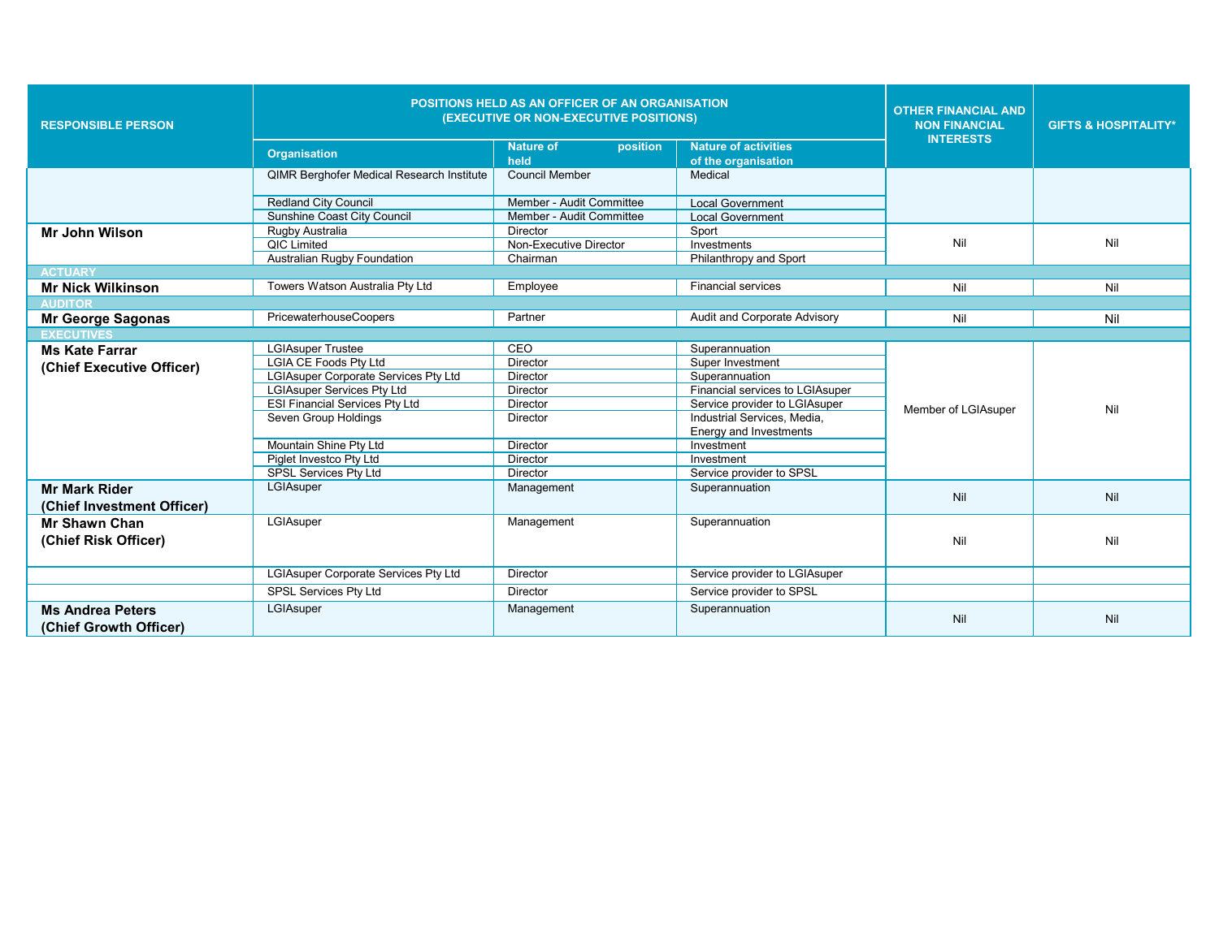| RESPONSIBLE PERSON | POSITIONS HELD AS AN OFFICER OF AN ORGANISATION (EXECUTIVE OR NON-EXECUTIVE POSITIONS) | | | OTHER FINANCIAL AND NON FINANCIAL INTERESTS | GIFTS & HOSPITALITY* |
|---|---|---|---|---|---|
| | Organisation | Nature of position held | Nature of activities of the organisation | | |
| | QIMR Berghofer Medical Research Institute | Council Member | Medical | | |
| | Redland City Council | Member - Audit Committee | Local Government | | |
| | Sunshine Coast City Council | Member - Audit Committee | Local Government | | |
| **Mr John Wilson** | Rugby Australia | Director | Sport | Nil | Nil |
| | QIC Limited | Non-Executive Director | Investments | | |
| | Australian Rugby Foundation | Chairman | Philanthropy and Sport | | |
| **ACTUARY** | | | | | |
| **Mr Nick Wilkinson** | Towers Watson Australia Pty Ltd | Employee | Financial services | Nil | Nil |
| **AUDITOR** | | | | | |
| **Mr George Sagonas** | PricewaterhouseCoopers | Partner | Audit and Corporate Advisory | Nil | Nil |
| **EXECUTIVES** | | | | | |
| **Ms Kate Farrar (Chief Executive Officer)** | LGIAsuper Trustee | CEO | Superannuation | Member of LGIAsuper | Nil |
| | LGIA CE Foods Pty Ltd | Director | Super Investment | | |
| | LGIAsuper Corporate Services Pty Ltd | Director | Superannuation | | |
| | LGIAsuper Services Pty Ltd | Director | Financial services to LGIAsuper | | |
| | ESI Financial Services Pty Ltd | Director | Service provider to LGIAsuper | | |
| | Seven Group Holdings | Director | Industrial Services, Media, Energy and Investments | | |
| | Mountain Shine Pty Ltd | Director | Investment | | |
| | Piglet Investco Pty Ltd | Director | Investment | | |
| | SPSL Services Pty Ltd | Director | Service provider to SPSL | | |
| **Mr Mark Rider (Chief Investment Officer)** | LGIAsuper | Management | Superannuation | Nil | Nil |
| **Mr Shawn Chan (Chief Risk Officer)** | LGIAsuper | Management | Superannuation | Nil | Nil |
| | LGIAsuper Corporate Services Pty Ltd | Director | Service provider to LGIAsuper | | |
| | SPSL Services Pty Ltd | Director | Service provider to SPSL | | |
| **Ms Andrea Peters (Chief Growth Officer)** | LGIAsuper | Management | Superannuation | Nil | Nil |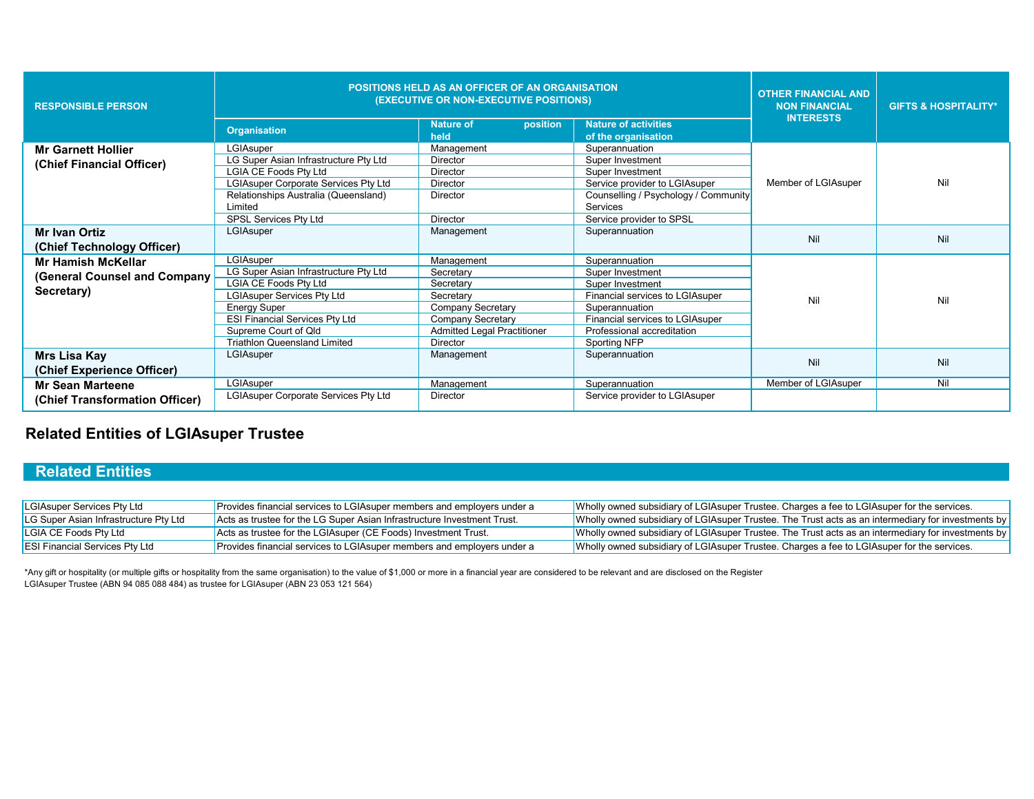| RESPONSIBLE PERSON | POSITIONS HELD AS AN OFFICER OF AN ORGANISATION (EXECUTIVE OR NON-EXECUTIVE POSITIONS) | | | OTHER FINANCIAL AND NON FINANCIAL INTERESTS | GIFTS & HOSPITALITY* |
|---|---|---|---|---|---|
| | Organisation | Nature of position held | Nature of activities of the organisation | | |
| **Mr Garnett Hollier (Chief Financial Officer)** | LGIAsuper | Management | Superannuation | Member of LGIAsuper | Nil |
| | LG Super Asian Infrastructure Pty Ltd | Director | Super Investment | | |
| | LGIA CE Foods Pty Ltd | Director | Super Investment | | |
| | LGIAsuper Corporate Services Pty Ltd | Director | Service provider to LGIAsuper | | |
| | Relationships Australia (Queensland) Limited | Director | Counselling / Psychology / Community Services | | |
| | SPSL Services Pty Ltd | Director | Service provider to SPSL | | |
| **Mr Ivan Ortiz (Chief Technology Officer)** | LGIAsuper | Management | Superannuation | Nil | Nil |
| **Mr Hamish McKellar (General Counsel and Company Secretary)** | LGIAsuper | Management | Superannuation | Nil | Nil |
| | LG Super Asian Infrastructure Pty Ltd | Secretary | Super Investment | | |
| | LGIA CE Foods Pty Ltd | Secretary | Super Investment | | |
| | LGIAsuper Services Pty Ltd | Secretary | Financial services to LGIAsuper | | |
| | Energy Super | Company Secretary | Superannuation | | |
| | ESI Financial Services Pty Ltd | Company Secretary | Financial services to LGIAsuper | | |
| | Supreme Court of Qld | Admitted Legal Practitioner | Professional accreditation | | |
| | Triathlon Queensland Limited | Director | Sporting NFP | | |
| **Mrs Lisa Kay (Chief Experience Officer)** | LGIAsuper | Management | Superannuation | Nil | Nil |
| **Mr Sean Marteene (Chief Transformation Officer)** | LGIAsuper | Management | Superannuation | Member of LGIAsuper | Nil |
| | LGIAsuper Corporate Services Pty Ltd | Director | Service provider to LGIAsuper | | |

## Related Entities of LGIAsuper Trustee

### Related Entities

| | | |
|---|---|---|
| LGIAsuper Services Pty Ltd | Provides financial services to LGIAsuper members and employers under a | Wholly owned subsidiary of LGIAsuper Trustee. Charges a fee to LGIAsuper for the services. |
| LG Super Asian Infrastructure Pty Ltd | Acts as trustee for the LG Super Asian Infrastructure Investment Trust. | Wholly owned subsidiary of LGIAsuper Trustee. The Trust acts as an intermediary for investments by |
| LGIA CE Foods Pty Ltd | Acts as trustee for the LGIAsuper (CE Foods) Investment Trust. | Wholly owned subsidiary of LGIAsuper Trustee. The Trust acts as an intermediary for investments by |
| ESI Financial Services Pty Ltd | Provides financial services to LGIAsuper members and employers under a | Wholly owned subsidiary of LGIAsuper Trustee. Charges a fee to LGIAsuper for the services. |

*Any gift or hospitality (or multiple gifts or hospitality from the same organisation) to the value of $1,000 or more in a financial year are considered to be relevant and are disclosed on the Register

LGIAsuper Trustee (ABN 94 085 088 484) as trustee for LGIAsuper (ABN 23 053 121 564)